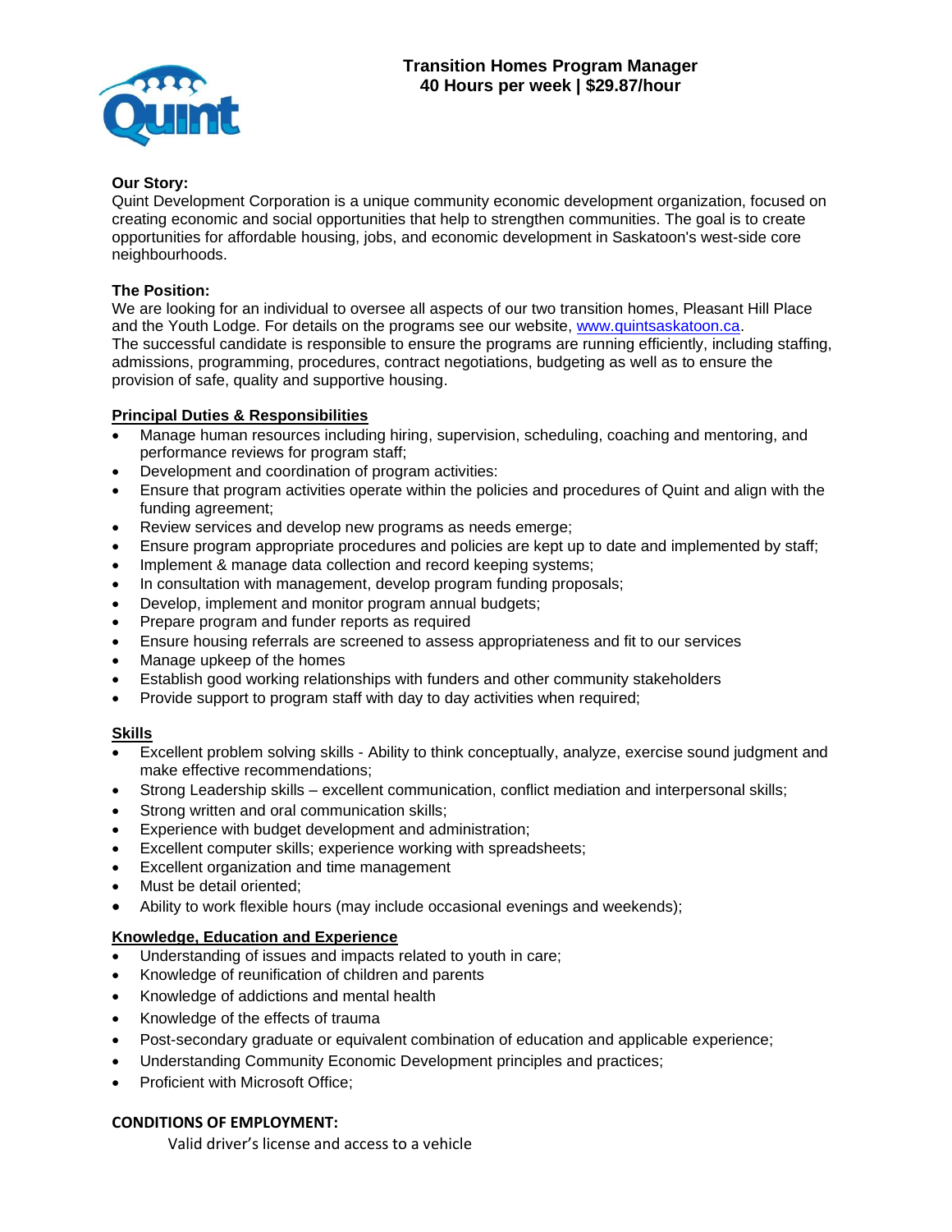# Transition Homes Program Manager
## 40 Hours per week | $29.87/hour

**Our Story:**
Quint Development Corporation is a unique community economic development organization, focused on creating economic and social opportunities that help to strengthen communities. The goal is to create opportunities for affordable housing, jobs, and economic development in Saskatoon's west-side core neighbourhoods.

**The Position:**
We are looking for an individual to oversee all aspects of our two transition homes, Pleasant Hill Place and the Youth Lodge. For details on the programs see our website, www.quintsaskatoon.ca.
The successful candidate is responsible to ensure the programs are running efficiently, including staffing, admissions, programming, procedures, contract negotiations, budgeting as well as to ensure the provision of safe, quality and supportive housing.

### Principal Duties & Responsibilities

- Manage human resources including hiring, supervision, scheduling, coaching and mentoring, and performance reviews for program staff;
- Development and coordination of program activities:
- Ensure that program activities operate within the policies and procedures of Quint and align with the funding agreement;
- Review services and develop new programs as needs emerge;
- Ensure program appropriate procedures and policies are kept up to date and implemented by staff;
- Implement & manage data collection and record keeping systems;
- In consultation with management, develop program funding proposals;
- Develop, implement and monitor program annual budgets;
- Prepare program and funder reports as required
- Ensure housing referrals are screened to assess appropriateness and fit to our services
- Manage upkeep of the homes
- Establish good working relationships with funders and other community stakeholders
- Provide support to program staff with day to day activities when required;

### Skills

- Excellent problem solving skills - Ability to think conceptually, analyze, exercise sound judgment and make effective recommendations;
- Strong Leadership skills – excellent communication, conflict mediation and interpersonal skills;
- Strong written and oral communication skills;
- Experience with budget development and administration;
- Excellent computer skills; experience working with spreadsheets;
- Excellent organization and time management
- Must be detail oriented;
- Ability to work flexible hours (may include occasional evenings and weekends);

### Knowledge, Education and Experience

- Understanding of issues and impacts related to youth in care;
- Knowledge of reunification of children and parents
- Knowledge of addictions and mental health
- Knowledge of the effects of trauma
- Post-secondary graduate or equivalent combination of education and applicable experience;
- Understanding Community Economic Development principles and practices;
- Proficient with Microsoft Office;

### CONDITIONS OF EMPLOYMENT:

Valid driver's license and access to a vehicle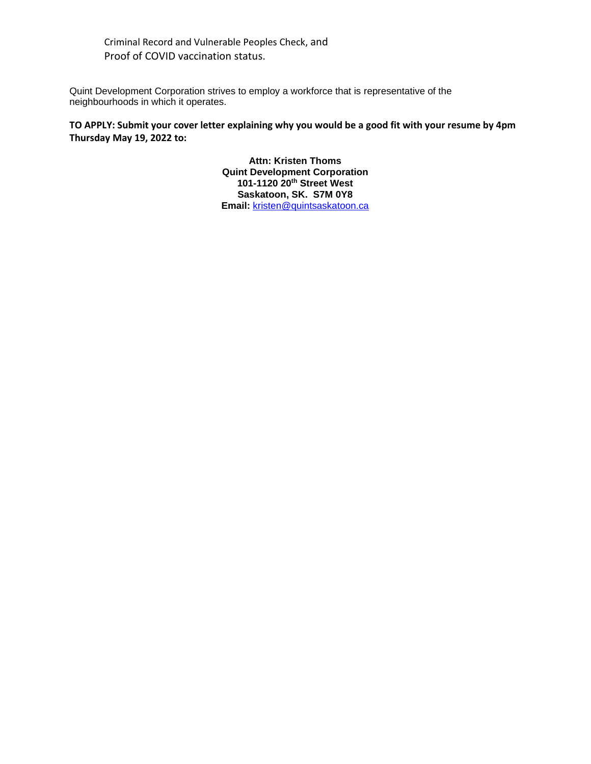Criminal Record and Vulnerable Peoples Check, and
Proof of COVID vaccination status.

Quint Development Corporation strives to employ a workforce that is representative of the neighbourhoods in which it operates.

**TO APPLY: Submit your cover letter explaining why you would be a good fit with your resume by 4pm Thursday May 19, 2022 to:**

**Attn: Kristen Thoms**
**Quint Development Corporation**
**101-1120 20th Street West**
**Saskatoon, SK. S7M 0Y8**
**Email:** kristen@quintsaskatoon.ca